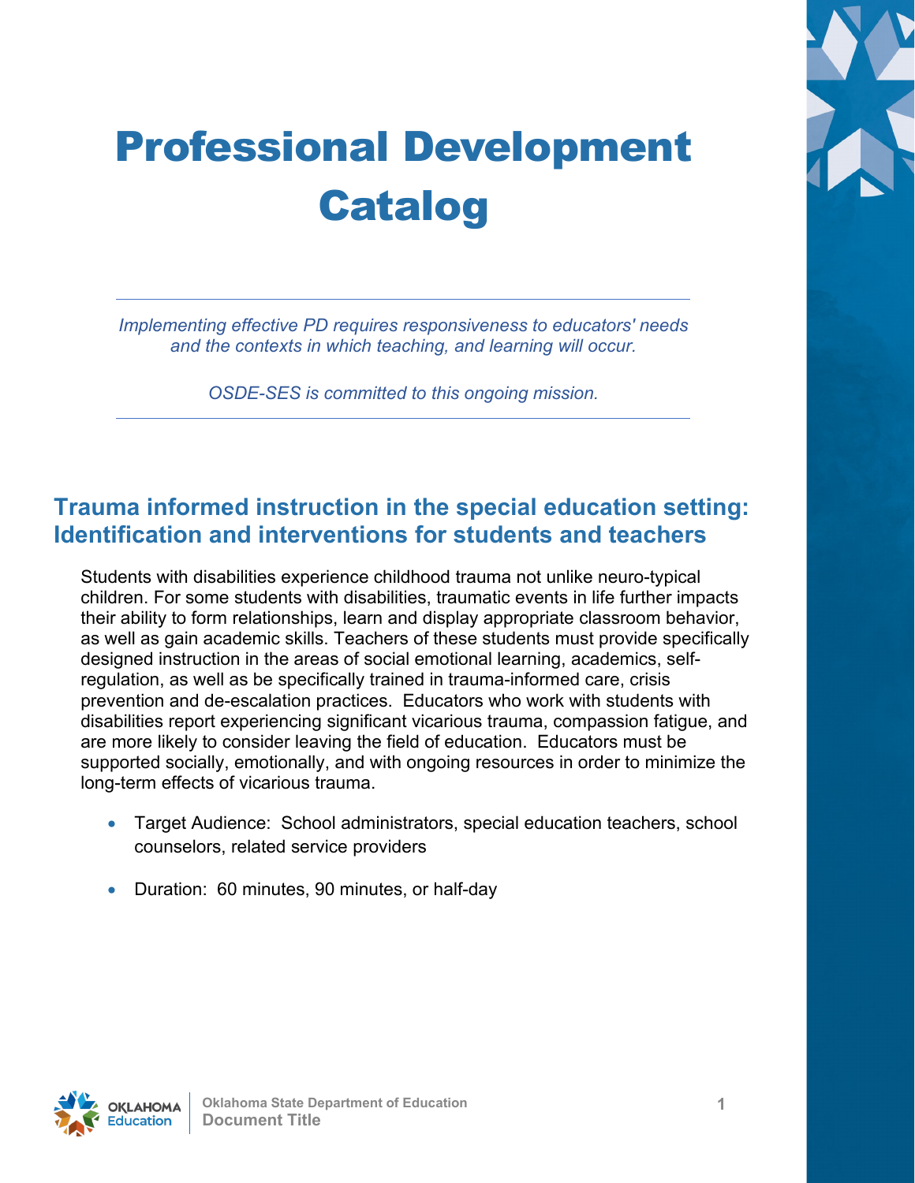# Professional Development Catalog

---

*Implementing effective PD requires responsiveness to educators' needs and the contexts in which teaching, and learning will occur.*

*OSDE-SES is committed to this ongoing mission.*

---

## Trauma informed instruction in the special education setting: Identification and interventions for students and teachers

Students with disabilities experience childhood trauma not unlike neuro-typical children. For some students with disabilities, traumatic events in life further impacts their ability to form relationships, learn and display appropriate classroom behavior, as well as gain academic skills. Teachers of these students must provide specifically designed instruction in the areas of social emotional learning, academics, self-regulation, as well as be specifically trained in trauma-informed care, crisis prevention and de-escalation practices. Educators who work with students with disabilities report experiencing significant vicarious trauma, compassion fatigue, and are more likely to consider leaving the field of education. Educators must be supported socially, emotionally, and with ongoing resources in order to minimize the long-term effects of vicarious trauma.

- Target Audience: School administrators, special education teachers, school counselors, related service providers
- Duration: 60 minutes, 90 minutes, or half-day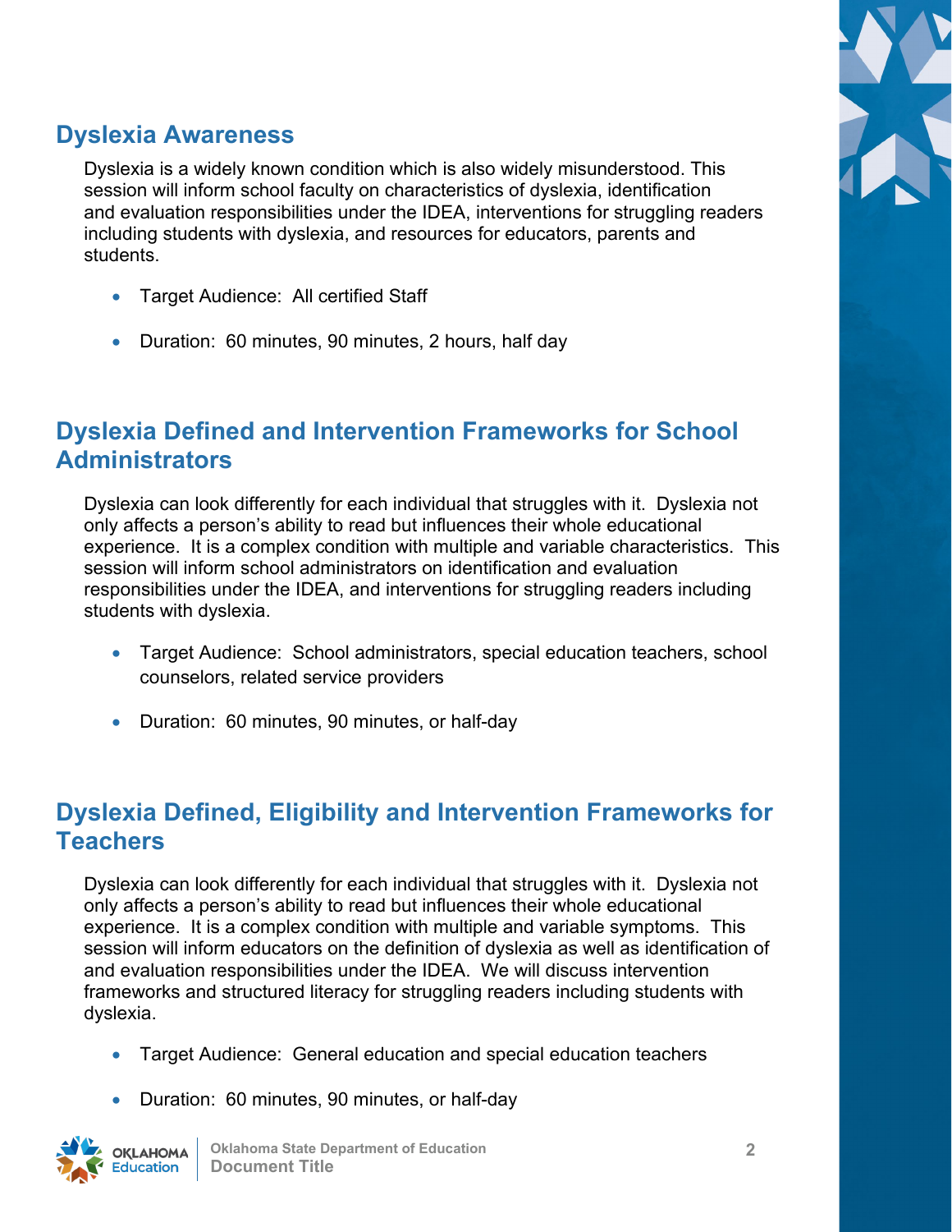## Dyslexia Awareness

Dyslexia is a widely known condition which is also widely misunderstood. This session will inform school faculty on characteristics of dyslexia, identification and evaluation responsibilities under the IDEA, interventions for struggling readers including students with dyslexia, and resources for educators, parents and students.

- Target Audience: All certified Staff
- Duration: 60 minutes, 90 minutes, 2 hours, half day

## Dyslexia Defined and Intervention Frameworks for School Administrators

Dyslexia can look differently for each individual that struggles with it. Dyslexia not only affects a person's ability to read but influences their whole educational experience. It is a complex condition with multiple and variable characteristics. This session will inform school administrators on identification and evaluation responsibilities under the IDEA, and interventions for struggling readers including students with dyslexia.

- Target Audience: School administrators, special education teachers, school counselors, related service providers
- Duration: 60 minutes, 90 minutes, or half-day

## Dyslexia Defined, Eligibility and Intervention Frameworks for Teachers

Dyslexia can look differently for each individual that struggles with it. Dyslexia not only affects a person's ability to read but influences their whole educational experience. It is a complex condition with multiple and variable symptoms. This session will inform educators on the definition of dyslexia as well as identification of and evaluation responsibilities under the IDEA. We will discuss intervention frameworks and structured literacy for struggling readers including students with dyslexia.

- Target Audience: General education and special education teachers
- Duration: 60 minutes, 90 minutes, or half-day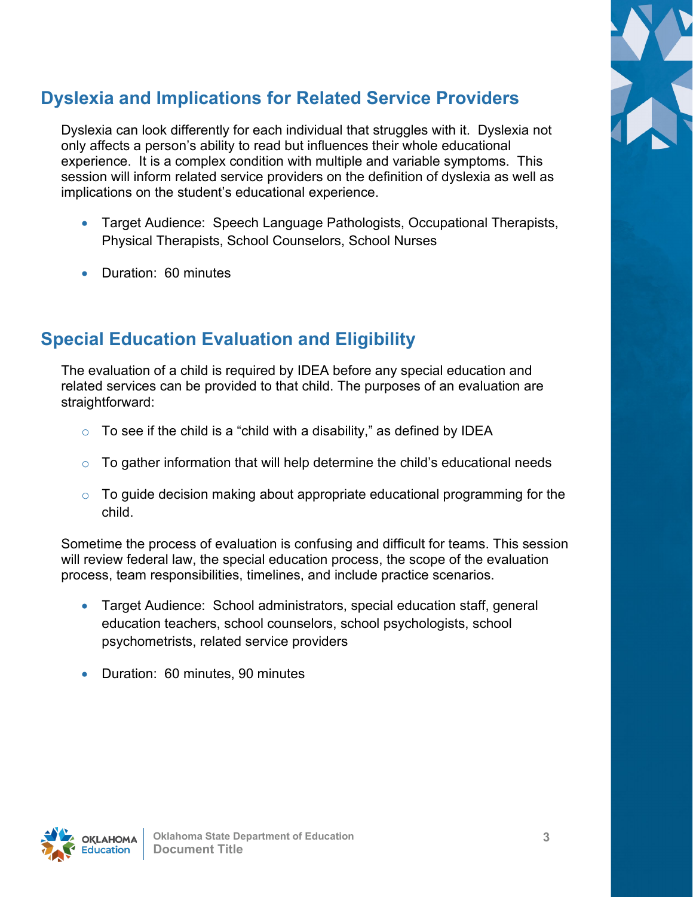## Dyslexia and Implications for Related Service Providers

Dyslexia can look differently for each individual that struggles with it. Dyslexia not only affects a person's ability to read but influences their whole educational experience. It is a complex condition with multiple and variable symptoms. This session will inform related service providers on the definition of dyslexia as well as implications on the student's educational experience.

- Target Audience: Speech Language Pathologists, Occupational Therapists, Physical Therapists, School Counselors, School Nurses
- Duration: 60 minutes

## Special Education Evaluation and Eligibility

The evaluation of a child is required by IDEA before any special education and related services can be provided to that child. The purposes of an evaluation are straightforward:

- To see if the child is a "child with a disability," as defined by IDEA
- To gather information that will help determine the child's educational needs
- To guide decision making about appropriate educational programming for the child.

Sometime the process of evaluation is confusing and difficult for teams. This session will review federal law, the special education process, the scope of the evaluation process, team responsibilities, timelines, and include practice scenarios.

- Target Audience: School administrators, special education staff, general education teachers, school counselors, school psychologists, school psychometrists, related service providers
- Duration: 60 minutes, 90 minutes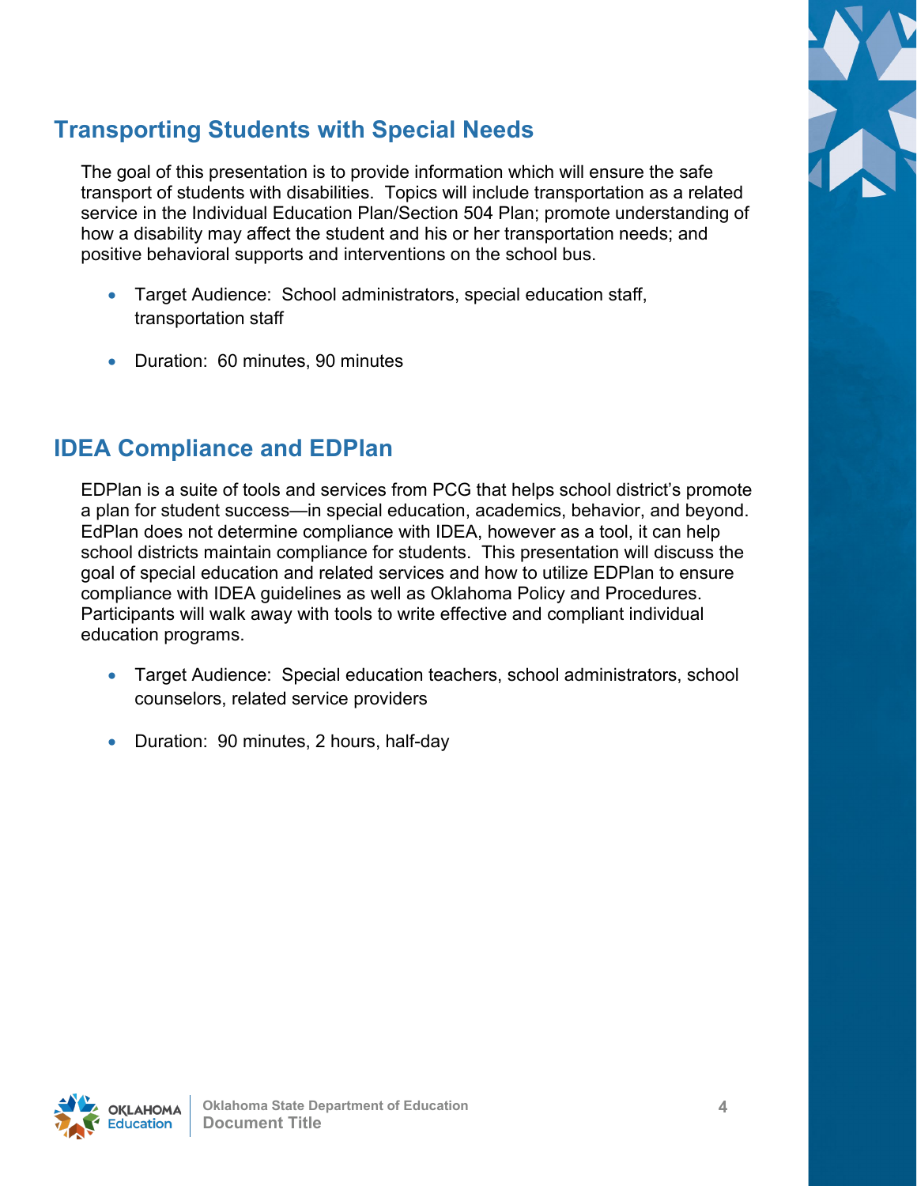## Transporting Students with Special Needs

The goal of this presentation is to provide information which will ensure the safe transport of students with disabilities. Topics will include transportation as a related service in the Individual Education Plan/Section 504 Plan; promote understanding of how a disability may affect the student and his or her transportation needs; and positive behavioral supports and interventions on the school bus.

- Target Audience: School administrators, special education staff, transportation staff
- Duration: 60 minutes, 90 minutes

## IDEA Compliance and EDPlan

EDPlan is a suite of tools and services from PCG that helps school district's promote a plan for student success—in special education, academics, behavior, and beyond. EdPlan does not determine compliance with IDEA, however as a tool, it can help school districts maintain compliance for students. This presentation will discuss the goal of special education and related services and how to utilize EDPlan to ensure compliance with IDEA guidelines as well as Oklahoma Policy and Procedures. Participants will walk away with tools to write effective and compliant individual education programs.

- Target Audience: Special education teachers, school administrators, school counselors, related service providers
- Duration: 90 minutes, 2 hours, half-day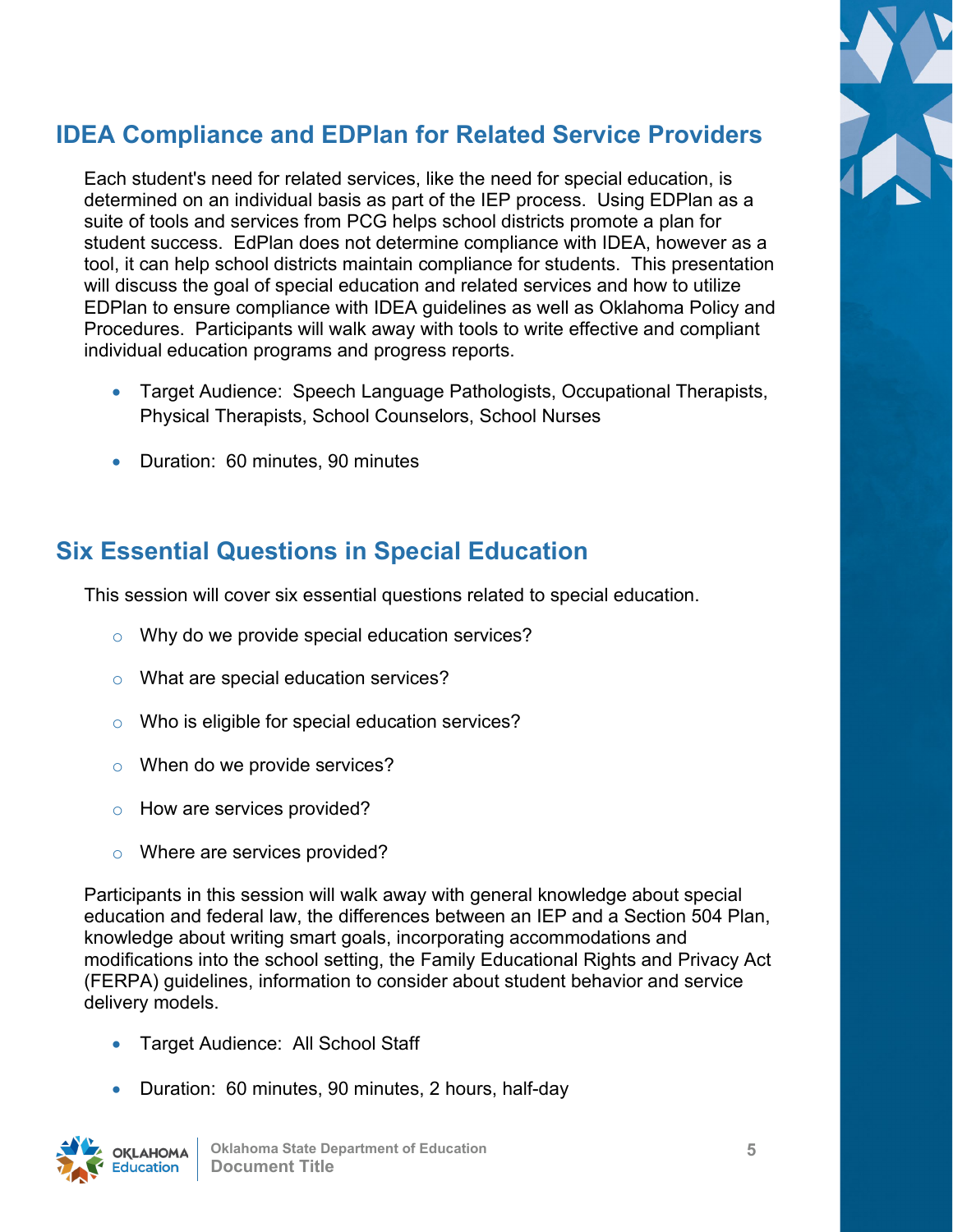## IDEA Compliance and EDPlan for Related Service Providers

Each student's need for related services, like the need for special education, is determined on an individual basis as part of the IEP process. Using EDPlan as a suite of tools and services from PCG helps school districts promote a plan for student success. EdPlan does not determine compliance with IDEA, however as a tool, it can help school districts maintain compliance for students. This presentation will discuss the goal of special education and related services and how to utilize EDPlan to ensure compliance with IDEA guidelines as well as Oklahoma Policy and Procedures. Participants will walk away with tools to write effective and compliant individual education programs and progress reports.

- Target Audience: Speech Language Pathologists, Occupational Therapists, Physical Therapists, School Counselors, School Nurses
- Duration: 60 minutes, 90 minutes

## Six Essential Questions in Special Education

This session will cover six essential questions related to special education.

- Why do we provide special education services?
- What are special education services?
- Who is eligible for special education services?
- When do we provide services?
- How are services provided?
- Where are services provided?

Participants in this session will walk away with general knowledge about special education and federal law, the differences between an IEP and a Section 504 Plan, knowledge about writing smart goals, incorporating accommodations and modifications into the school setting, the Family Educational Rights and Privacy Act (FERPA) guidelines, information to consider about student behavior and service delivery models.

- Target Audience: All School Staff
- Duration: 60 minutes, 90 minutes, 2 hours, half-day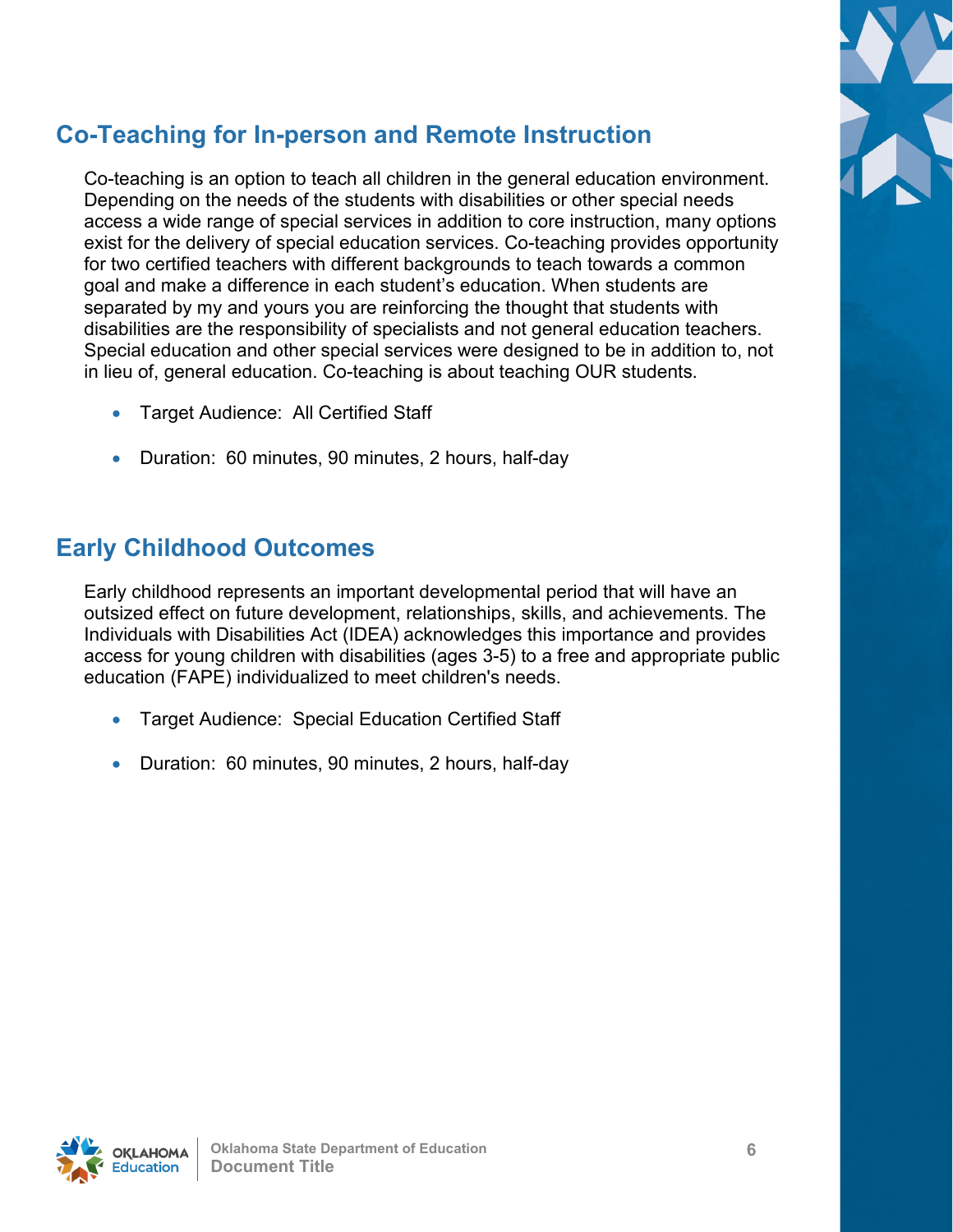## Co-Teaching for In-person and Remote Instruction

Co-teaching is an option to teach all children in the general education environment. Depending on the needs of the students with disabilities or other special needs access a wide range of special services in addition to core instruction, many options exist for the delivery of special education services. Co-teaching provides opportunity for two certified teachers with different backgrounds to teach towards a common goal and make a difference in each student's education. When students are separated by my and yours you are reinforcing the thought that students with disabilities are the responsibility of specialists and not general education teachers. Special education and other special services were designed to be in addition to, not in lieu of, general education. Co-teaching is about teaching OUR students.

- Target Audience: All Certified Staff
- Duration: 60 minutes, 90 minutes, 2 hours, half-day

## Early Childhood Outcomes

Early childhood represents an important developmental period that will have an outsized effect on future development, relationships, skills, and achievements. The Individuals with Disabilities Act (IDEA) acknowledges this importance and provides access for young children with disabilities (ages 3-5) to a free and appropriate public education (FAPE) individualized to meet children's needs.

- Target Audience: Special Education Certified Staff
- Duration: 60 minutes, 90 minutes, 2 hours, half-day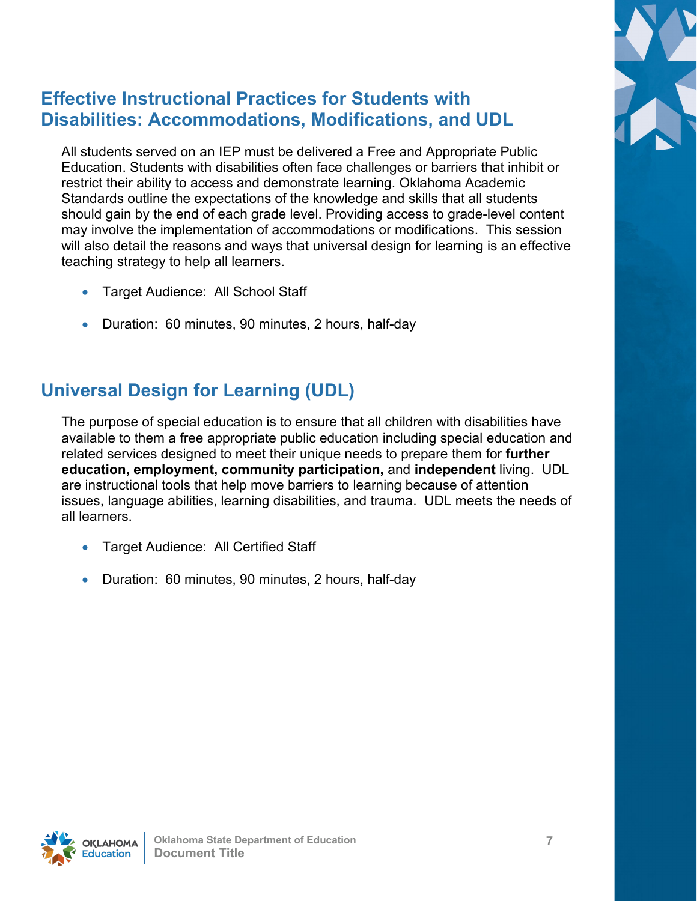## Effective Instructional Practices for Students with Disabilities: Accommodations, Modifications, and UDL

All students served on an IEP must be delivered a Free and Appropriate Public Education. Students with disabilities often face challenges or barriers that inhibit or restrict their ability to access and demonstrate learning. Oklahoma Academic Standards outline the expectations of the knowledge and skills that all students should gain by the end of each grade level. Providing access to grade-level content may involve the implementation of accommodations or modifications. This session will also detail the reasons and ways that universal design for learning is an effective teaching strategy to help all learners.

- Target Audience: All School Staff
- Duration: 60 minutes, 90 minutes, 2 hours, half-day

## Universal Design for Learning (UDL)

The purpose of special education is to ensure that all children with disabilities have available to them a free appropriate public education including special education and related services designed to meet their unique needs to prepare them for **further education, employment, community participation,** and **independent** living. UDL are instructional tools that help move barriers to learning because of attention issues, language abilities, learning disabilities, and trauma. UDL meets the needs of all learners.

- Target Audience: All Certified Staff
- Duration: 60 minutes, 90 minutes, 2 hours, half-day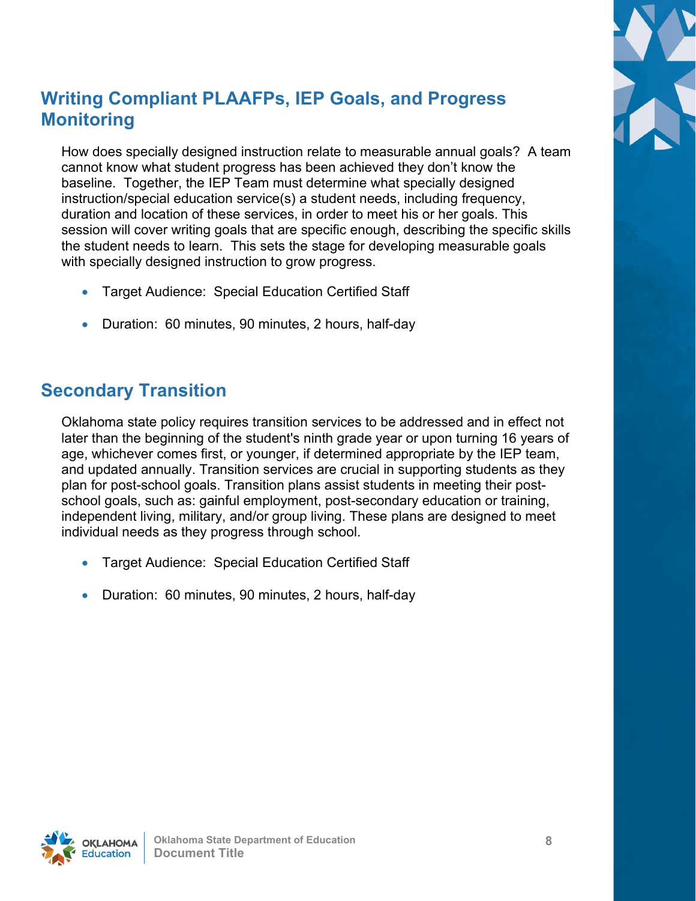## Writing Compliant PLAAFPs, IEP Goals, and Progress Monitoring

How does specially designed instruction relate to measurable annual goals? A team cannot know what student progress has been achieved they don't know the baseline. Together, the IEP Team must determine what specially designed instruction/special education service(s) a student needs, including frequency, duration and location of these services, in order to meet his or her goals. This session will cover writing goals that are specific enough, describing the specific skills the student needs to learn. This sets the stage for developing measurable goals with specially designed instruction to grow progress.

- Target Audience: Special Education Certified Staff
- Duration: 60 minutes, 90 minutes, 2 hours, half-day

## Secondary Transition

Oklahoma state policy requires transition services to be addressed and in effect not later than the beginning of the student's ninth grade year or upon turning 16 years of age, whichever comes first, or younger, if determined appropriate by the IEP team, and updated annually. Transition services are crucial in supporting students as they plan for post-school goals. Transition plans assist students in meeting their post-school goals, such as: gainful employment, post-secondary education or training, independent living, military, and/or group living. These plans are designed to meet individual needs as they progress through school.

- Target Audience: Special Education Certified Staff
- Duration: 60 minutes, 90 minutes, 2 hours, half-day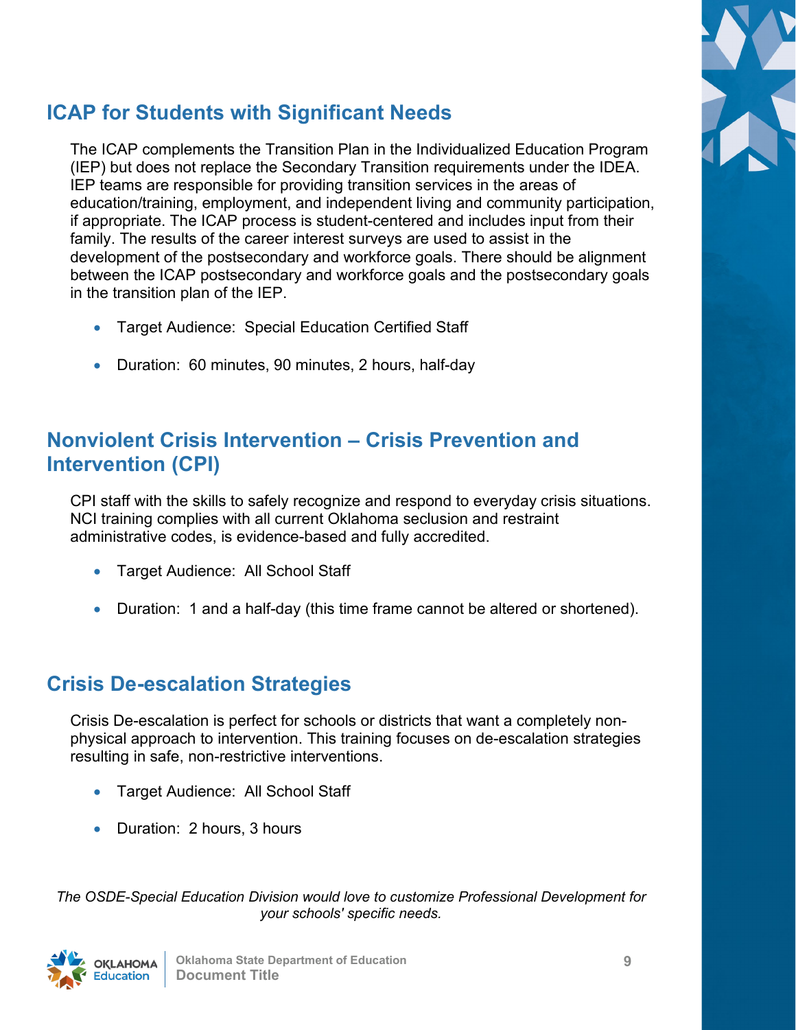## ICAP for Students with Significant Needs

The ICAP complements the Transition Plan in the Individualized Education Program (IEP) but does not replace the Secondary Transition requirements under the IDEA. IEP teams are responsible for providing transition services in the areas of education/training, employment, and independent living and community participation, if appropriate. The ICAP process is student-centered and includes input from their family. The results of the career interest surveys are used to assist in the development of the postsecondary and workforce goals. There should be alignment between the ICAP postsecondary and workforce goals and the postsecondary goals in the transition plan of the IEP.

- Target Audience: Special Education Certified Staff
- Duration: 60 minutes, 90 minutes, 2 hours, half-day

## Nonviolent Crisis Intervention – Crisis Prevention and Intervention (CPI)

CPI staff with the skills to safely recognize and respond to everyday crisis situations. NCI training complies with all current Oklahoma seclusion and restraint administrative codes, is evidence-based and fully accredited.

- Target Audience: All School Staff
- Duration: 1 and a half-day (this time frame cannot be altered or shortened).

## Crisis De-escalation Strategies

Crisis De-escalation is perfect for schools or districts that want a completely non-physical approach to intervention. This training focuses on de-escalation strategies resulting in safe, non-restrictive interventions.

- Target Audience: All School Staff
- Duration: 2 hours, 3 hours

*The OSDE-Special Education Division would love to customize Professional Development for your schools' specific needs.*